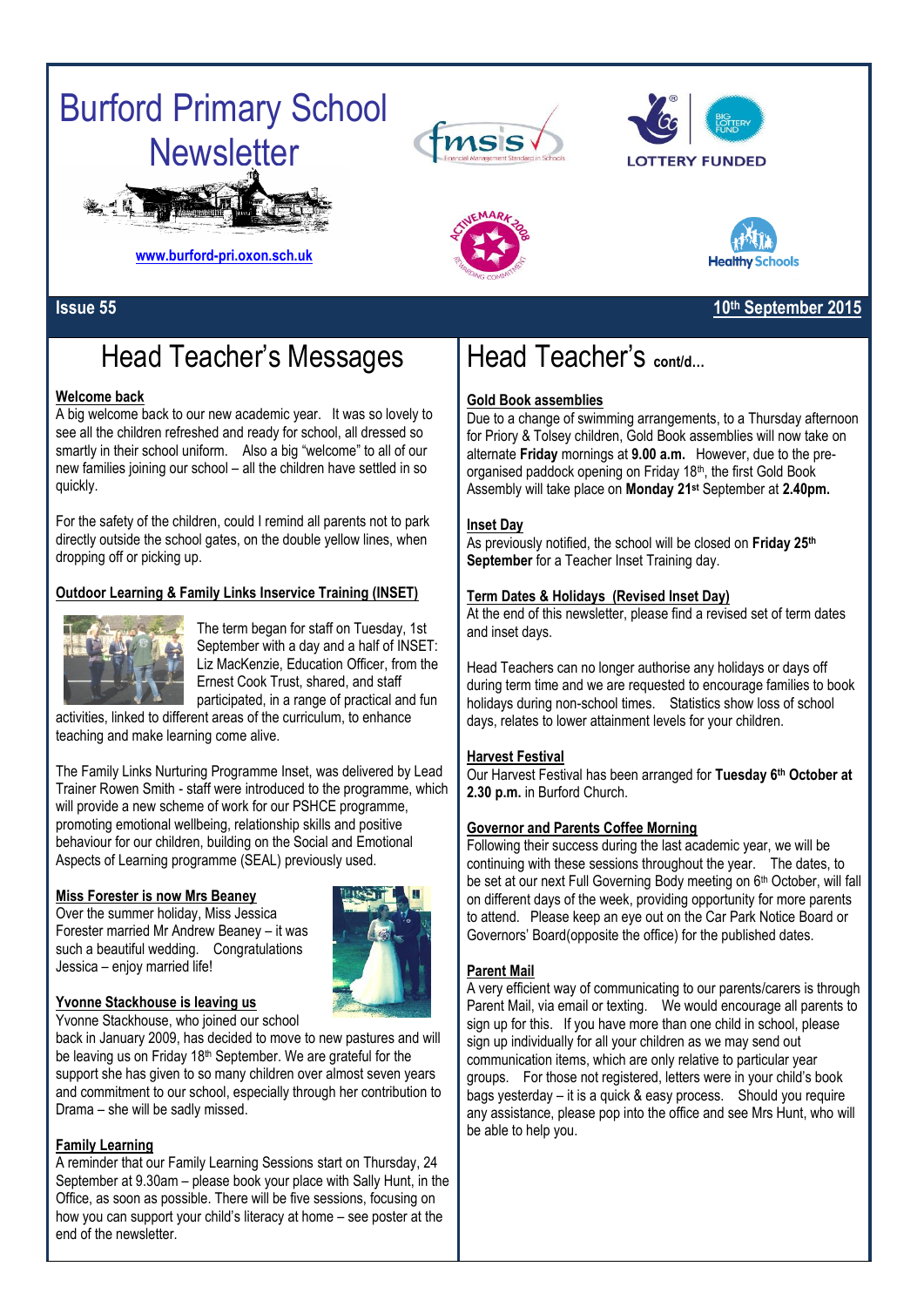# Burford Primary School Newsletter

www.burford-pri.oxon.sch.uk

LOTTERY FUNDED

Healthy Schools

**Issue 55** **10th September 2015**

## Head Teacher's Messages

### Welcome back

A big welcome back to our new academic year. It was so lovely to see all the children refreshed and ready for school, all dressed so smartly in their school uniform. Also a big "welcome" to all of our new families joining our school – all the children have settled in so quickly.

For the safety of the children, could I remind all parents not to park directly outside the school gates, on the double yellow lines, when dropping off or picking up.

### Outdoor Learning & Family Links Inservice Training (INSET)

The term began for staff on Tuesday, 1st September with a day and a half of INSET: Liz MacKenzie, Education Officer, from the Ernest Cook Trust, shared, and staff participated, in a range of practical and fun activities, linked to different areas of the curriculum, to enhance teaching and make learning come alive.

The Family Links Nurturing Programme Inset, was delivered by Lead Trainer Rowen Smith - staff were introduced to the programme, which will provide a new scheme of work for our PSHCE programme, promoting emotional wellbeing, relationship skills and positive behaviour for our children, building on the Social and Emotional Aspects of Learning programme (SEAL) previously used.

### Miss Forester is now Mrs Beaney

Over the summer holiday, Miss Jessica Forester married Mr Andrew Beaney – it was such a beautiful wedding. Congratulations Jessica – enjoy married life!

### Yvonne Stackhouse is leaving us

Yvonne Stackhouse, who joined our school back in January 2009, has decided to move to new pastures and will be leaving us on Friday 18th September. We are grateful for the support she has given to so many children over almost seven years and commitment to our school, especially through her contribution to Drama – she will be sadly missed.

### Family Learning

A reminder that our Family Learning Sessions start on Thursday, 24 September at 9.30am – please book your place with Sally Hunt, in the Office, as soon as possible. There will be five sessions, focusing on how you can support your child's literacy at home – see poster at the end of the newsletter.

## Head Teacher's cont/d...

### Gold Book assemblies

Due to a change of swimming arrangements, to a Thursday afternoon for Priory & Tolsey children, Gold Book assemblies will now take on alternate **Friday** mornings at **9.00 a.m.** However, due to the pre-organised paddock opening on Friday 18th, the first Gold Book Assembly will take place on **Monday 21st** September at **2.40pm.**

### Inset Day

As previously notified, the school will be closed on **Friday 25th September** for a Teacher Inset Training day.

### Term Dates & Holidays (Revised Inset Day)

At the end of this newsletter, please find a revised set of term dates and inset days.

Head Teachers can no longer authorise any holidays or days off during term time and we are requested to encourage families to book holidays during non-school times. Statistics show loss of school days, relates to lower attainment levels for your children.

### Harvest Festival

Our Harvest Festival has been arranged for **Tuesday 6th October at 2.30 p.m.** in Burford Church.

### Governor and Parents Coffee Morning

Following their success during the last academic year, we will be continuing with these sessions throughout the year. The dates, to be set at our next Full Governing Body meeting on 6th October, will fall on different days of the week, providing opportunity for more parents to attend. Please keep an eye out on the Car Park Notice Board or Governors' Board(opposite the office) for the published dates.

### Parent Mail

A very efficient way of communicating to our parents/carers is through Parent Mail, via email or texting. We would encourage all parents to sign up for this. If you have more than one child in school, please sign up individually for all your children as we may send out communication items, which are only relative to particular year groups. For those not registered, letters were in your child's book bags yesterday – it is a quick & easy process. Should you require any assistance, please pop into the office and see Mrs Hunt, who will be able to help you.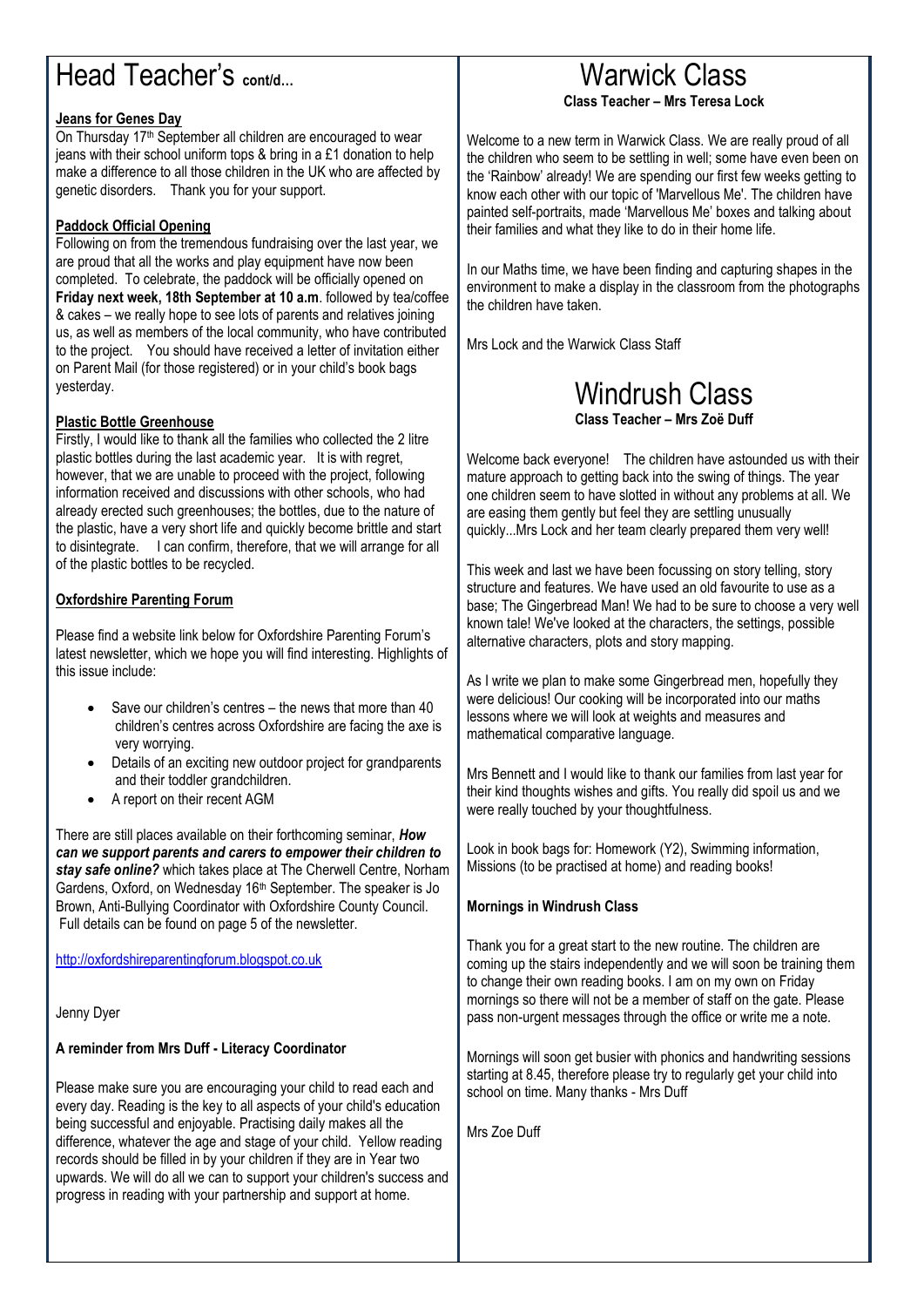# Head Teacher's cont/d…

**Jeans for Genes Day**

On Thursday 17th September all children are encouraged to wear jeans with their school uniform tops & bring in a £1 donation to help make a difference to all those children in the UK who are affected by genetic disorders. Thank you for your support.

**Paddock Official Opening**

Following on from the tremendous fundraising over the last year, we are proud that all the works and play equipment have now been completed. To celebrate, the paddock will be officially opened on **Friday next week, 18th September at 10 a.m**. followed by tea/coffee & cakes – we really hope to see lots of parents and relatives joining us, as well as members of the local community, who have contributed to the project. You should have received a letter of invitation either on Parent Mail (for those registered) or in your child's book bags yesterday.

**Plastic Bottle Greenhouse**

Firstly, I would like to thank all the families who collected the 2 litre plastic bottles during the last academic year. It is with regret, however, that we are unable to proceed with the project, following information received and discussions with other schools, who had already erected such greenhouses; the bottles, due to the nature of the plastic, have a very short life and quickly become brittle and start to disintegrate. I can confirm, therefore, that we will arrange for all of the plastic bottles to be recycled.

**Oxfordshire Parenting Forum**

Please find a website link below for Oxfordshire Parenting Forum's latest newsletter, which we hope you will find interesting. Highlights of this issue include:

- Save our children's centres – the news that more than 40 children's centres across Oxfordshire are facing the axe is very worrying.
- Details of an exciting new outdoor project for grandparents and their toddler grandchildren.
- A report on their recent AGM

There are still places available on their forthcoming seminar, ***How can we support parents and carers to empower their children to stay safe online?*** which takes place at The Cherwell Centre, Norham Gardens, Oxford, on Wednesday 16th September. The speaker is Jo Brown, Anti-Bullying Coordinator with Oxfordshire County Council. Full details can be found on page 5 of the newsletter.

http://oxfordshireparentingforum.blogspot.co.uk

Jenny Dyer

**A reminder from Mrs Duff - Literacy Coordinator**

Please make sure you are encouraging your child to read each and every day. Reading is the key to all aspects of your child's education being successful and enjoyable. Practising daily makes all the difference, whatever the age and stage of your child. Yellow reading records should be filled in by your children if they are in Year two upwards. We will do all we can to support your children's success and progress in reading with your partnership and support at home.

# Warwick Class

**Class Teacher – Mrs Teresa Lock**

Welcome to a new term in Warwick Class. We are really proud of all the children who seem to be settling in well; some have even been on the 'Rainbow' already! We are spending our first few weeks getting to know each other with our topic of 'Marvellous Me'. The children have painted self-portraits, made 'Marvellous Me' boxes and talking about their families and what they like to do in their home life.

In our Maths time, we have been finding and capturing shapes in the environment to make a display in the classroom from the photographs the children have taken.

Mrs Lock and the Warwick Class Staff

# Windrush Class

**Class Teacher – Mrs Zoë Duff**

Welcome back everyone! The children have astounded us with their mature approach to getting back into the swing of things. The year one children seem to have slotted in without any problems at all. We are easing them gently but feel they are settling unusually quickly...Mrs Lock and her team clearly prepared them very well!

This week and last we have been focussing on story telling, story structure and features. We have used an old favourite to use as a base; The Gingerbread Man! We had to be sure to choose a very well known tale! We've looked at the characters, the settings, possible alternative characters, plots and story mapping.

As I write we plan to make some Gingerbread men, hopefully they were delicious! Our cooking will be incorporated into our maths lessons where we will look at weights and measures and mathematical comparative language.

Mrs Bennett and I would like to thank our families from last year for their kind thoughts wishes and gifts. You really did spoil us and we were really touched by your thoughtfulness.

Look in book bags for: Homework (Y2), Swimming information, Missions (to be practised at home) and reading books!

**Mornings in Windrush Class**

Thank you for a great start to the new routine. The children are coming up the stairs independently and we will soon be training them to change their own reading books. I am on my own on Friday mornings so there will not be a member of staff on the gate. Please pass non-urgent messages through the office or write me a note.

Mornings will soon get busier with phonics and handwriting sessions starting at 8.45, therefore please try to regularly get your child into school on time. Many thanks - Mrs Duff

Mrs Zoe Duff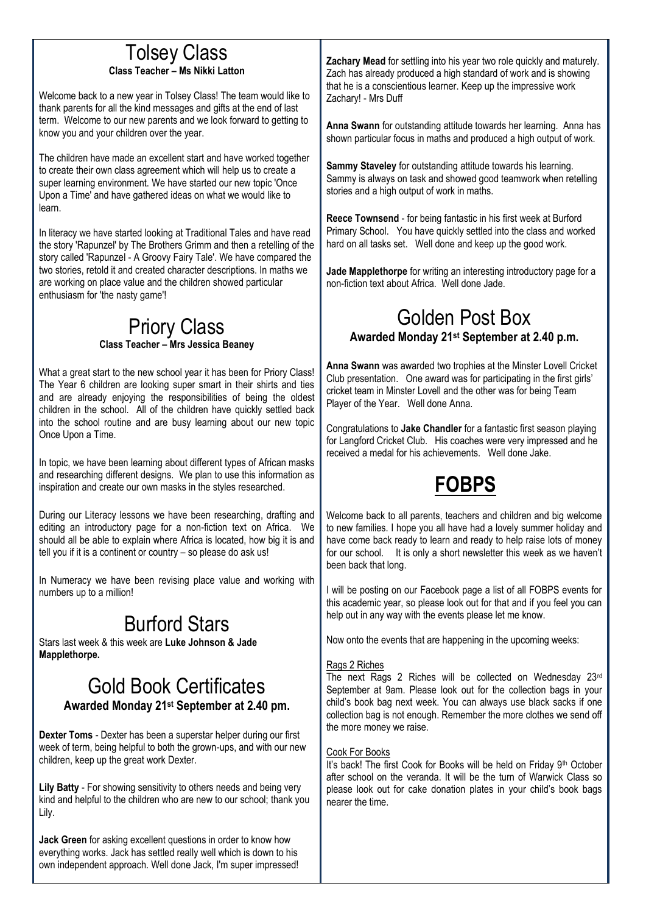# Tolsey Class

**Class Teacher – Ms Nikki Latton**

Welcome back to a new year in Tolsey Class! The team would like to thank parents for all the kind messages and gifts at the end of last term. Welcome to our new parents and we look forward to getting to know you and your children over the year.

The children have made an excellent start and have worked together to create their own class agreement which will help us to create a super learning environment. We have started our new topic 'Once Upon a Time' and have gathered ideas on what we would like to learn.

In literacy we have started looking at Traditional Tales and have read the story 'Rapunzel' by The Brothers Grimm and then a retelling of the story called 'Rapunzel - A Groovy Fairy Tale'. We have compared the two stories, retold it and created character descriptions. In maths we are working on place value and the children showed particular enthusiasm for 'the nasty game'!

# Priory Class

**Class Teacher – Mrs Jessica Beaney**

What a great start to the new school year it has been for Priory Class! The Year 6 children are looking super smart in their shirts and ties and are already enjoying the responsibilities of being the oldest children in the school. All of the children have quickly settled back into the school routine and are busy learning about our new topic Once Upon a Time.

In topic, we have been learning about different types of African masks and researching different designs. We plan to use this information as inspiration and create our own masks in the styles researched.

During our Literacy lessons we have been researching, drafting and editing an introductory page for a non-fiction text on Africa. We should all be able to explain where Africa is located, how big it is and tell you if it is a continent or country – so please do ask us!

In Numeracy we have been revising place value and working with numbers up to a million!

# Burford Stars

Stars last week & this week are **Luke Johnson & Jade Mapplethorpe.**

# Gold Book Certificates

**Awarded Monday 21st September at 2.40 pm.**

**Dexter Toms** - Dexter has been a superstar helper during our first week of term, being helpful to both the grown-ups, and with our new children, keep up the great work Dexter.

**Lily Batty** - For showing sensitivity to others needs and being very kind and helpful to the children who are new to our school; thank you Lily.

**Jack Green** for asking excellent questions in order to know how everything works. Jack has settled really well which is down to his own independent approach. Well done Jack, I'm super impressed!

**Zachary Mead** for settling into his year two role quickly and maturely. Zach has already produced a high standard of work and is showing that he is a conscientious learner. Keep up the impressive work Zachary! - Mrs Duff

**Anna Swann** for outstanding attitude towards her learning. Anna has shown particular focus in maths and produced a high output of work.

**Sammy Staveley** for outstanding attitude towards his learning. Sammy is always on task and showed good teamwork when retelling stories and a high output of work in maths.

**Reece Townsend** - for being fantastic in his first week at Burford Primary School. You have quickly settled into the class and worked hard on all tasks set. Well done and keep up the good work.

**Jade Mapplethorpe** for writing an interesting introductory page for a non-fiction text about Africa. Well done Jade.

# Golden Post Box

**Awarded Monday 21st September at 2.40 p.m.**

**Anna Swann** was awarded two trophies at the Minster Lovell Cricket Club presentation. One award was for participating in the first girls' cricket team in Minster Lovell and the other was for being Team Player of the Year. Well done Anna.

Congratulations to **Jake Chandler** for a fantastic first season playing for Langford Cricket Club. His coaches were very impressed and he received a medal for his achievements. Well done Jake.

# FOBPS

Welcome back to all parents, teachers and children and big welcome to new families. I hope you all have had a lovely summer holiday and have come back ready to learn and ready to help raise lots of money for our school. It is only a short newsletter this week as we haven't been back that long.

I will be posting on our Facebook page a list of all FOBPS events for this academic year, so please look out for that and if you feel you can help out in any way with the events please let me know.

Now onto the events that are happening in the upcoming weeks:

Rags 2 Riches

The next Rags 2 Riches will be collected on Wednesday 23rd September at 9am. Please look out for the collection bags in your child's book bag next week. You can always use black sacks if one collection bag is not enough. Remember the more clothes we send off the more money we raise.

Cook For Books

It's back! The first Cook for Books will be held on Friday 9th October after school on the veranda. It will be the turn of Warwick Class so please look out for cake donation plates in your child's book bags nearer the time.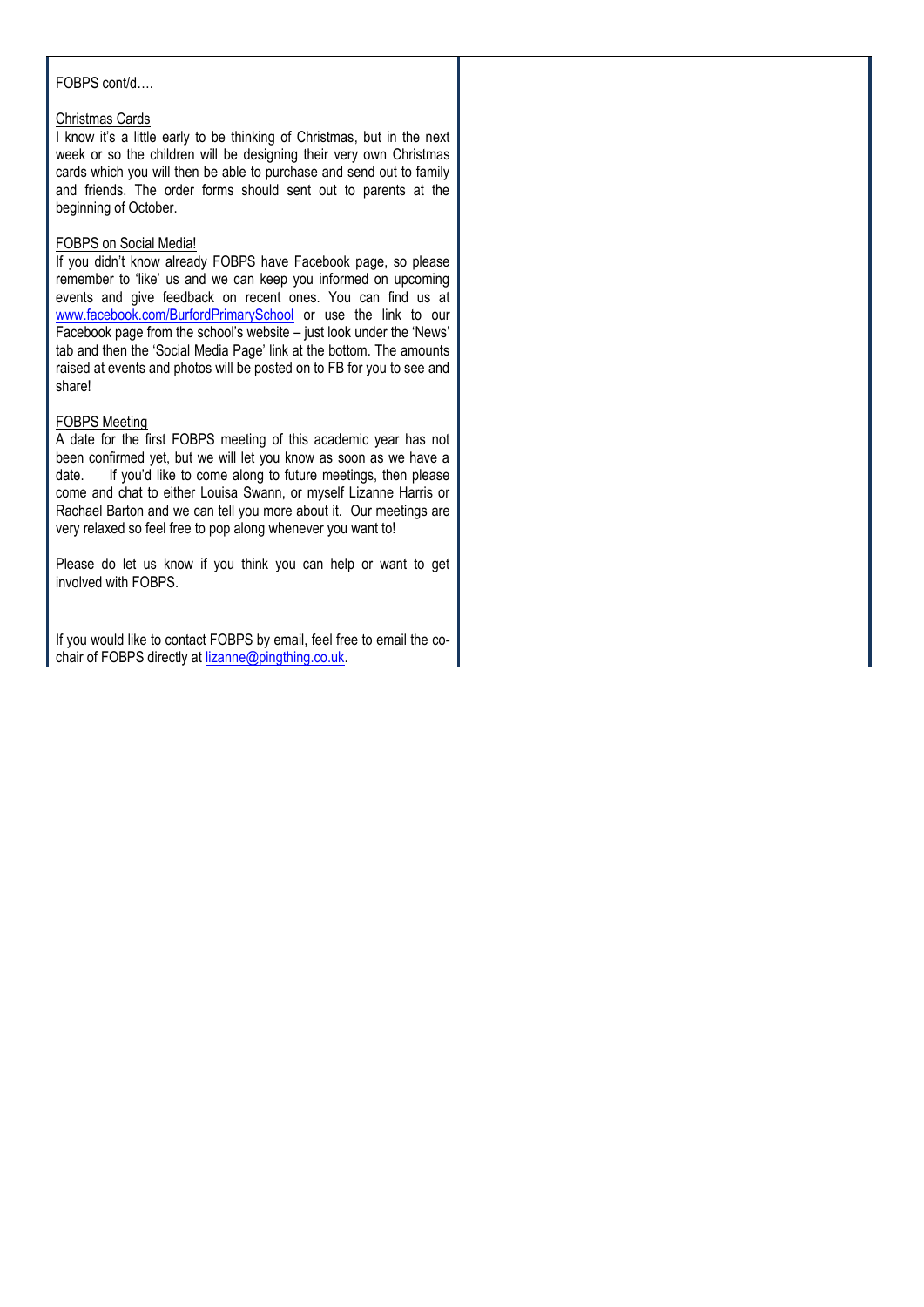FOBPS cont/d….

<u>Christmas Cards</u>

I know it's a little early to be thinking of Christmas, but in the next week or so the children will be designing their very own Christmas cards which you will then be able to purchase and send out to family and friends. The order forms should sent out to parents at the beginning of October.

<u>FOBPS on Social Media!</u>

If you didn't know already FOBPS have Facebook page, so please remember to 'like' us and we can keep you informed on upcoming events and give feedback on recent ones. You can find us at [www.facebook.com/BurfordPrimarySchool](http://www.facebook.com/BurfordPrimarySchool) or use the link to our Facebook page from the school's website – just look under the 'News' tab and then the 'Social Media Page' link at the bottom. The amounts raised at events and photos will be posted on to FB for you to see and share!

<u>FOBPS Meeting</u>

A date for the first FOBPS meeting of this academic year has not been confirmed yet, but we will let you know as soon as we have a date. If you'd like to come along to future meetings, then please come and chat to either Louisa Swann, or myself Lizanne Harris or Rachael Barton and we can tell you more about it. Our meetings are very relaxed so feel free to pop along whenever you want to!

Please do let us know if you think you can help or want to get involved with FOBPS.

If you would like to contact FOBPS by email, feel free to email the co-chair of FOBPS directly at [lizanne@pingthing.co.uk](mailto:lizanne@pingthing.co.uk).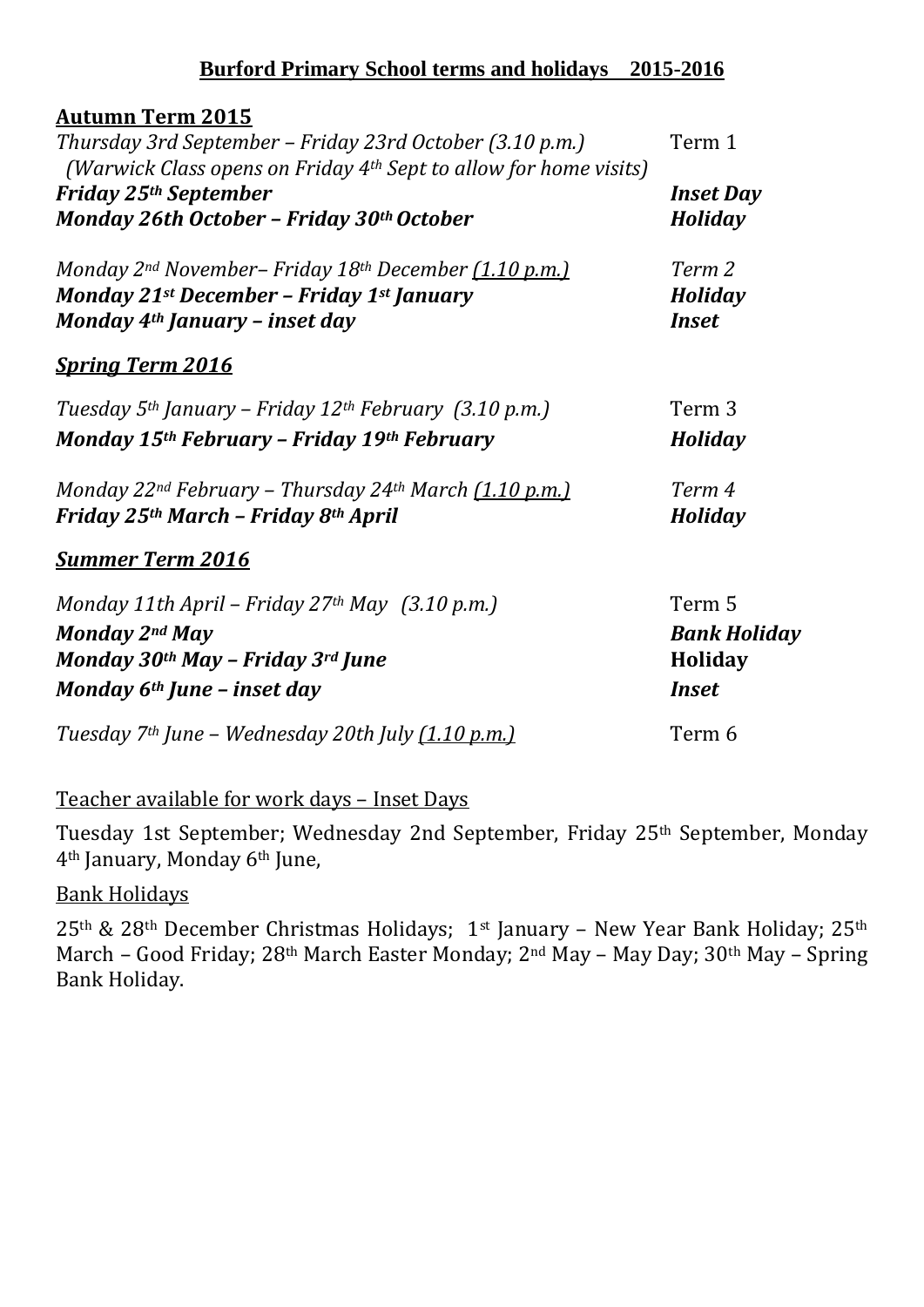# **Burford Primary School terms and holidays 2015-2016**

## Autumn Term 2015

| | |
|---|---|
| *Thursday 3rd September – Friday 23rd October (3.10 p.m.)*<br>*(Warwick Class opens on Friday 4th Sept to allow for home visits)* | Term 1 |
| ***Friday 25th September*** | ***Inset Day*** |
| ***Monday 26th October – Friday 30th October*** | ***Holiday*** |
| *Monday 2nd November– Friday 18th December (1.10 p.m.)* | *Term 2* |
| ***Monday 21st December – Friday 1st January*** | ***Holiday*** |
| ***Monday 4th January – inset day*** | ***Inset*** |

## *Spring Term 2016*

| | |
|---|---|
| *Tuesday 5th January – Friday 12th February (3.10 p.m.)* | Term 3 |
| ***Monday 15th February – Friday 19th February*** | ***Holiday*** |
| *Monday 22nd February – Thursday 24th March (1.10 p.m.)* | *Term 4* |
| ***Friday 25th March – Friday 8th April*** | ***Holiday*** |

## *Summer Term 2016*

| | |
|---|---|
| *Monday 11th April – Friday 27th May (3.10 p.m.)* | Term 5 |
| ***Monday 2nd May*** | ***Bank Holiday*** |
| ***Monday 30th May – Friday 3rd June*** | **Holiday** |
| ***Monday 6th June – inset day*** | ***Inset*** |
| *Tuesday 7th June – Wednesday 20th July (1.10 p.m.)* | Term 6 |

Teacher available for work days – Inset Days

Tuesday 1st September; Wednesday 2nd September, Friday 25th September, Monday 4th January, Monday 6th June,

Bank Holidays

25th & 28th December Christmas Holidays; 1st January – New Year Bank Holiday; 25th March – Good Friday; 28th March Easter Monday; 2nd May – May Day; 30th May – Spring Bank Holiday.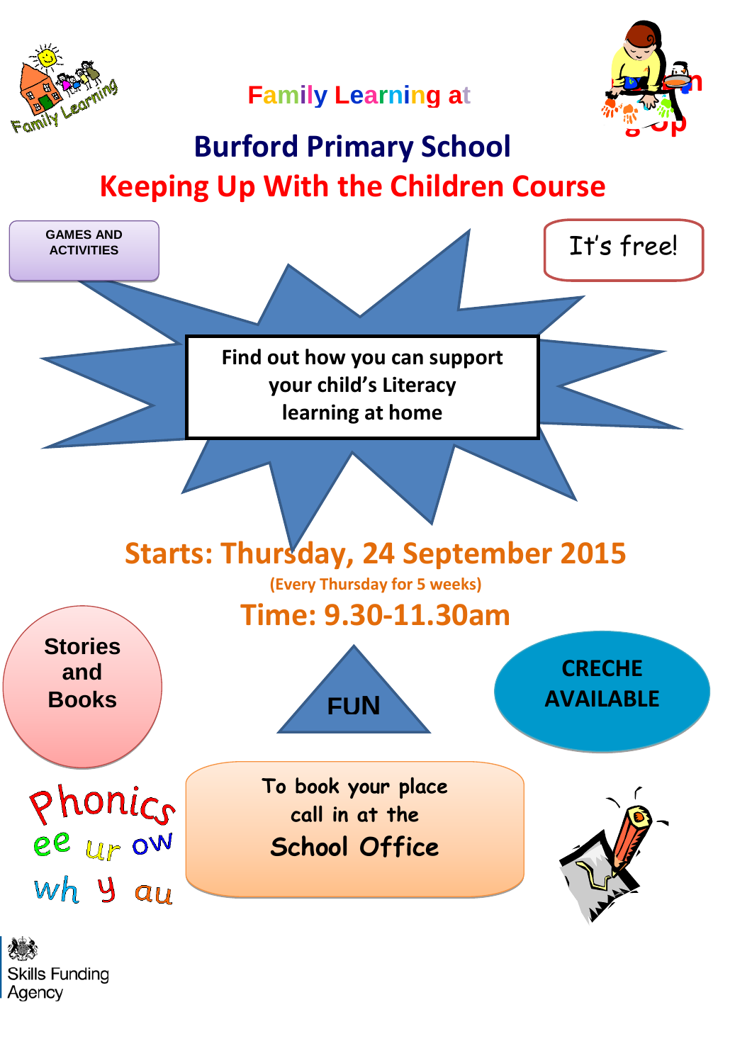Family Learning at

# Burford Primary School

## Keeping Up With the Children Course

GAMES AND ACTIVITIES

It's free!

**Find out how you can support your child's Literacy learning at home**

## Starts: Thursday, 24 September 2015

(Every Thursday for 5 weeks)

## Time: 9.30-11.30am

**Stories and Books**

**FUN**

**CRECHE AVAILABLE**

Phonics

ee ur ow

wh y au

To book your place call in at the **School Office**

Skills Funding Agency